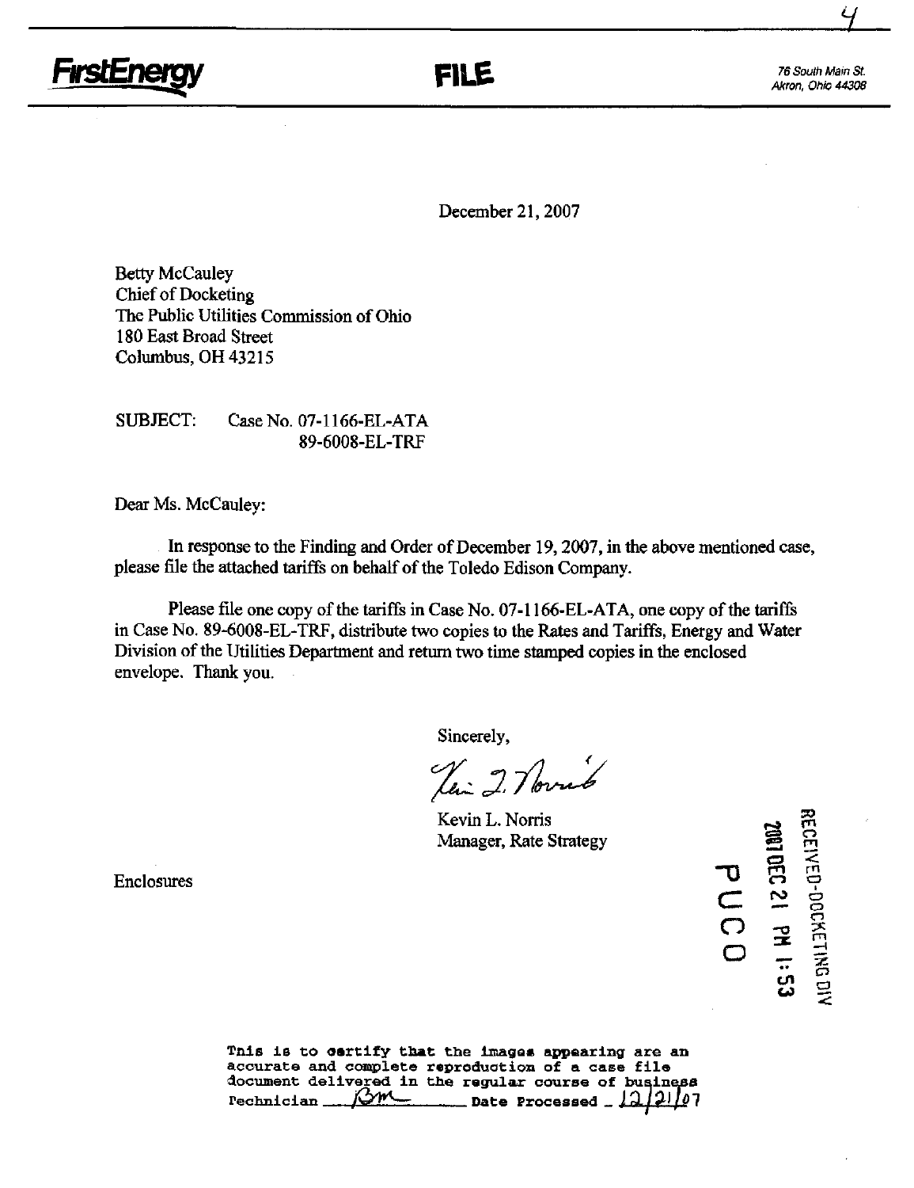FirstEnergy

**FILE**

76 South Main St.
Akron, Ohio 44308

December 21, 2007

Betty McCauley
Chief of Docketing
The Public Utilities Commission of Ohio
180 East Broad Street
Columbus, OH 43215

SUBJECT: Case No. 07-1166-EL-ATA
89-6008-EL-TRF

Dear Ms. McCauley:

In response to the Finding and Order of December 19, 2007, in the above mentioned case, please file the attached tariffs on behalf of the Toledo Edison Company.

Please file one copy of the tariffs in Case No. 07-1166-EL-ATA, one copy of the tariffs in Case No. 89-6008-EL-TRF, distribute two copies to the Rates and Tariffs, Energy and Water Division of the Utilities Department and return two time stamped copies in the enclosed envelope. Thank you.

Sincerely,

Kevin L. Norris
Manager, Rate Strategy

Enclosures

RECEIVED-DOCKETING DIV
2007 DEC 21 PM 1:53
PUCO

This is to certify that the images appearing are an accurate and complete reproduction of a case file document delivered in the regular course of business
Technician BM Date Processed 12/21/07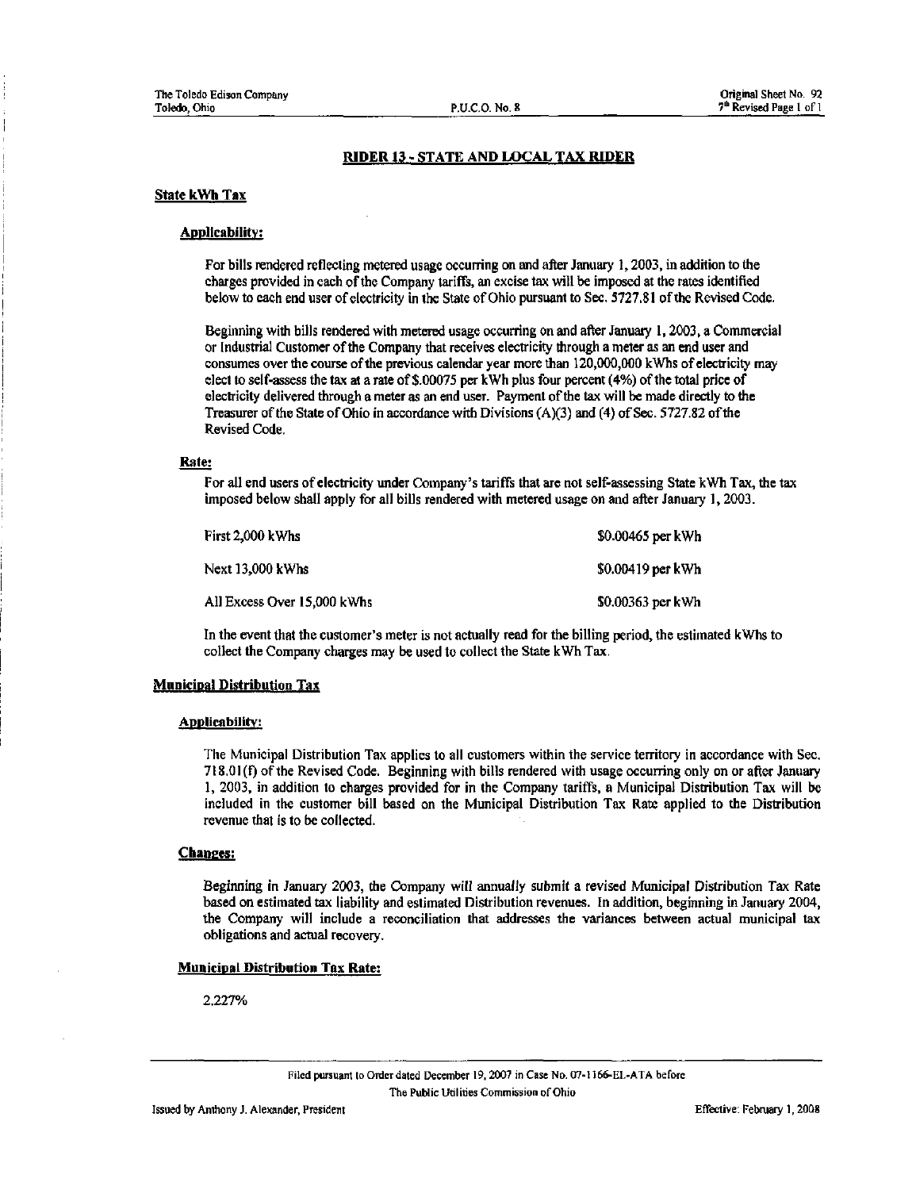# RIDER 13 - STATE AND LOCAL TAX RIDER

## State kWh Tax

### Applicability:

For bills rendered reflecting metered usage occurring on and after January 1, 2003, in addition to the charges provided in each of the Company tariffs, an excise tax will be imposed at the rates identified below to each end user of electricity in the State of Ohio pursuant to Sec. 5727.81 of the Revised Code.

Beginning with bills rendered with metered usage occurring on and after January 1, 2003, a Commercial or Industrial Customer of the Company that receives electricity through a meter as an end user and consumes over the course of the previous calendar year more than 120,000,000 kWhs of electricity may elect to self-assess the tax at a rate of $.00075 per kWh plus four percent (4%) of the total price of electricity delivered through a meter as an end user. Payment of the tax will be made directly to the Treasurer of the State of Ohio in accordance with Divisions (A)(3) and (4) of Sec. 5727.82 of the Revised Code.

### Rate:

For all end users of electricity under Company's tariffs that are not self-assessing State kWh Tax, the tax imposed below shall apply for all bills rendered with metered usage on and after January 1, 2003.

| | |
|---|---|
| First 2,000 kWhs | $0.00465 per kWh |
| Next 13,000 kWhs | $0.00419 per kWh |
| All Excess Over 15,000 kWhs | $0.00363 per kWh |

In the event that the customer's meter is not actually read for the billing period, the estimated kWhs to collect the Company charges may be used to collect the State kWh Tax.

## Municipal Distribution Tax

### Applicability:

The Municipal Distribution Tax applies to all customers within the service territory in accordance with Sec. 718.01(f) of the Revised Code. Beginning with bills rendered with usage occurring only on or after January 1, 2003, in addition to charges provided for in the Company tariffs, a Municipal Distribution Tax will be included in the customer bill based on the Municipal Distribution Tax Rate applied to the Distribution revenue that is to be collected.

### Changes:

Beginning in January 2003, the Company will annually submit a revised Municipal Distribution Tax Rate based on estimated tax liability and estimated Distribution revenues. In addition, beginning in January 2004, the Company will include a reconciliation that addresses the variances between actual municipal tax obligations and actual recovery.

### Municipal Distribution Tax Rate:

2.227%

Filed pursuant to Order dated December 19, 2007 in Case No. 07-1166-EL-ATA before The Public Utilities Commission of Ohio

Issued by Anthony J. Alexander, President

Effective: February 1, 2008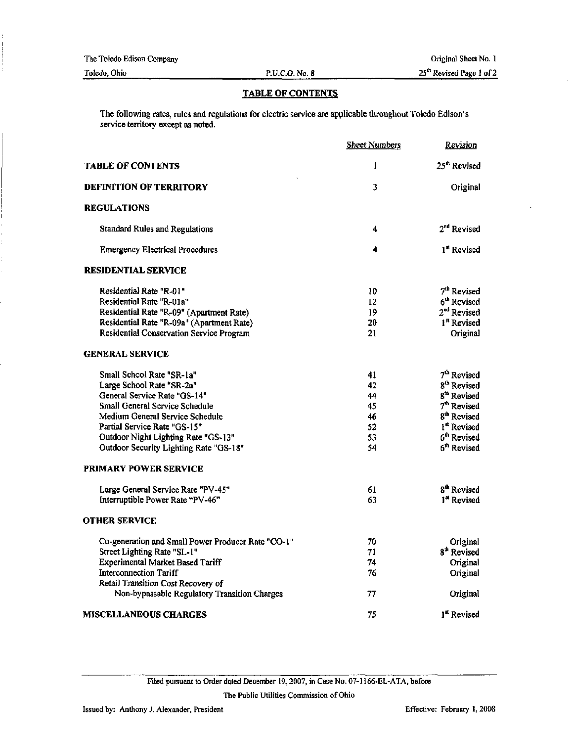## TABLE OF CONTENTS

The following rates, rules and regulations for electric service are applicable throughout Toledo Edison's service territory except as noted.

| | Sheet Numbers | Revision |
|---|---|---|
| **TABLE OF CONTENTS** | 1 | 25th Revised |
| **DEFINITION OF TERRITORY** | 3 | Original |
| **REGULATIONS** | | |
| Standard Rules and Regulations | 4 | 2nd Revised |
| Emergency Electrical Procedures | 4 | 1st Revised |
| **RESIDENTIAL SERVICE** | | |
| Residential Rate "R-01" | 10 | 7th Revised |
| Residential Rate "R-01a" | 12 | 6th Revised |
| Residential Rate "R-09" (Apartment Rate) | 19 | 2nd Revised |
| Residential Rate "R-09a" (Apartment Rate) | 20 | 1st Revised |
| Residential Conservation Service Program | 21 | Original |
| **GENERAL SERVICE** | | |
| Small School Rate "SR-1a" | 41 | 7th Revised |
| Large School Rate "SR-2a" | 42 | 8th Revised |
| General Service Rate "GS-14" | 44 | 8th Revised |
| Small General Service Schedule | 45 | 7th Revised |
| Medium General Service Schedule | 46 | 8th Revised |
| Partial Service Rate "GS-15" | 52 | 1st Revised |
| Outdoor Night Lighting Rate "GS-13" | 53 | 6th Revised |
| Outdoor Security Lighting Rate "GS-18" | 54 | 6th Revised |
| **PRIMARY POWER SERVICE** | | |
| Large General Service Rate "PV-45" | 61 | 8th Revised |
| Interruptible Power Rate "PV-46" | 63 | 1st Revised |
| **OTHER SERVICE** | | |
| Co-generation and Small Power Producer Rate "CO-1" | 70 | Original |
| Street Lighting Rate "SL-1" | 71 | 8th Revised |
| Experimental Market Based Tariff | 74 | Original |
| Interconnection Tariff | 76 | Original |
| Retail Transition Cost Recovery of Non-bypassable Regulatory Transition Charges | 77 | Original |
| **MISCELLANEOUS CHARGES** | 75 | 1st Revised |

Filed pursuant to Order dated December 19, 2007, in Case No. 07-1166-EL-ATA, before The Public Utilities Commission of Ohio

Issued by: Anthony J. Alexander, President

Effective: February 1, 2008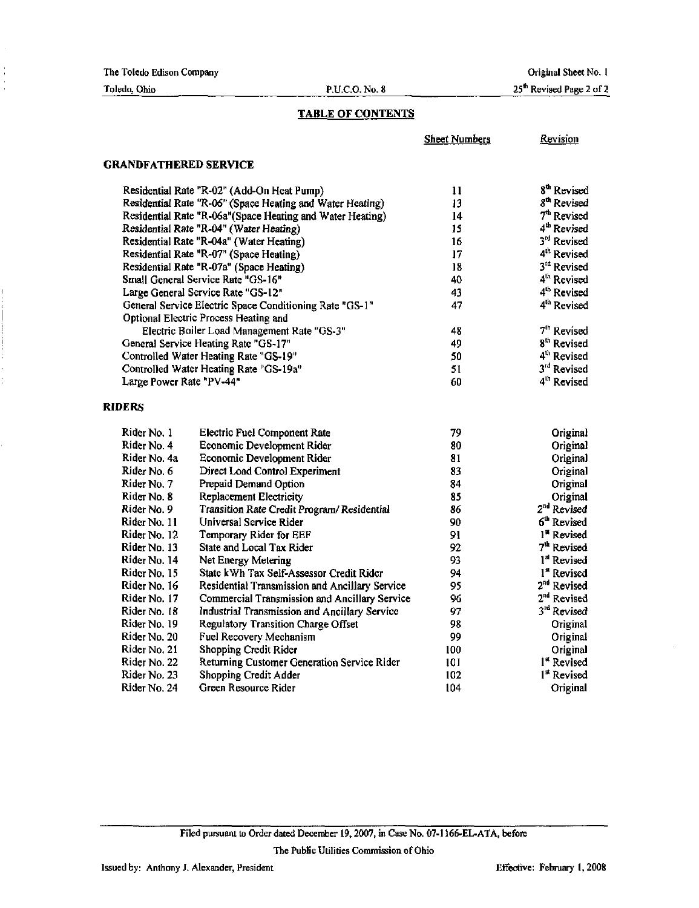## TABLE OF CONTENTS

| | Sheet Numbers | Revision |
|---|---|---|
| **GRANDFATHERED SERVICE** | | |
| Residential Rate "R-02" (Add-On Heat Pump) | 11 | 8th Revised |
| Residential Rate "R-06" (Space Heating and Water Heating) | 13 | 8th Revised |
| Residential Rate "R-06a"(Space Heating and Water Heating) | 14 | 7th Revised |
| Residential Rate "R-04" (Water Heating) | 15 | 4th Revised |
| Residential Rate "R-04a" (Water Heating) | 16 | 3rd Revised |
| Residential Rate "R-07" (Space Heating) | 17 | 4th Revised |
| Residential Rate "R-07a" (Space Heating) | 18 | 3rd Revised |
| Small General Service Rate "GS-16" | 40 | 4th Revised |
| Large General Service Rate "GS-12" | 43 | 4th Revised |
| General Service Electric Space Conditioning Rate "GS-1" | 47 | 4th Revised |
| Optional Electric Process Heating and Electric Boiler Load Management Rate "GS-3" | 48 | 7th Revised |
| General Service Heating Rate "GS-17" | 49 | 8th Revised |
| Controlled Water Heating Rate "GS-19" | 50 | 4th Revised |
| Controlled Water Heating Rate "GS-19a" | 51 | 3rd Revised |
| Large Power Rate "PV-44" | 60 | 4th Revised |

**RIDERS**

| | | Sheet Numbers | Revision |
|---|---|---|---|
| Rider No. 1 | Electric Fuel Component Rate | 79 | Original |
| Rider No. 4 | Economic Development Rider | 80 | Original |
| Rider No. 4a | Economic Development Rider | 81 | Original |
| Rider No. 6 | Direct Load Control Experiment | 83 | Original |
| Rider No. 7 | Prepaid Demand Option | 84 | Original |
| Rider No. 8 | Replacement Electricity | 85 | Original |
| Rider No. 9 | Transition Rate Credit Program/ Residential | 86 | 2nd Revised |
| Rider No. 11 | Universal Service Rider | 90 | 6th Revised |
| Rider No. 12 | Temporary Rider for EEF | 91 | 1st Revised |
| Rider No. 13 | State and Local Tax Rider | 92 | 7th Revised |
| Rider No. 14 | Net Energy Metering | 93 | 1st Revised |
| Rider No. 15 | State kWh Tax Self-Assessor Credit Rider | 94 | 1st Revised |
| Rider No. 16 | Residential Transmission and Ancillary Service | 95 | 2nd Revised |
| Rider No. 17 | Commercial Transmission and Ancillary Service | 96 | 2nd Revised |
| Rider No. 18 | Industrial Transmission and Ancillary Service | 97 | 3rd Revised |
| Rider No. 19 | Regulatory Transition Charge Offset | 98 | Original |
| Rider No. 20 | Fuel Recovery Mechanism | 99 | Original |
| Rider No. 21 | Shopping Credit Rider | 100 | Original |
| Rider No. 22 | Returning Customer Generation Service Rider | 101 | 1st Revised |
| Rider No. 23 | Shopping Credit Adder | 102 | 1st Revised |
| Rider No. 24 | Green Resource Rider | 104 | Original |

Filed pursuant to Order dated December 19, 2007, in Case No. 07-1166-EL-ATA, before The Public Utilities Commission of Ohio

Issued by: Anthony J. Alexander, President

Effective: February 1, 2008